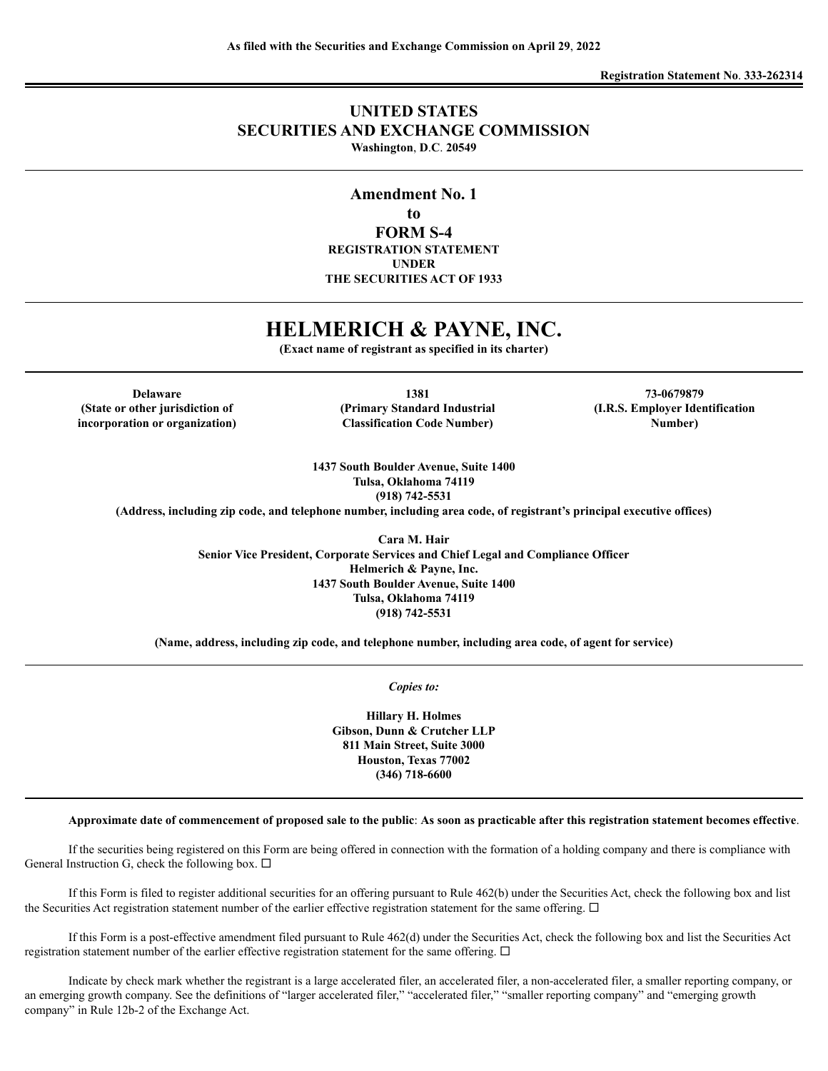**As filed with the Securities and Exchange Commission on April 29, 2022**

**Registration Statement No. 333-262314**

# UNITED STATES
# SECURITIES AND EXCHANGE COMMISSION

**Washington, D.C. 20549**

## Amendment No. 1
## to
## FORM S-4

**REGISTRATION STATEMENT**
**UNDER**
**THE SECURITIES ACT OF 1933**

# HELMERICH & PAYNE, INC.

**(Exact name of registrant as specified in its charter)**

| **Delaware** | **1381** | **73-0679879** |
|---|---|---|
| **(State or other jurisdiction of incorporation or organization)** | **(Primary Standard Industrial Classification Code Number)** | **(I.R.S. Employer Identification Number)** |

**1437 South Boulder Avenue, Suite 1400**
**Tulsa, Oklahoma 74119**
**(918) 742-5531**
**(Address, including zip code, and telephone number, including area code, of registrant's principal executive offices)**

**Cara M. Hair**
**Senior Vice President, Corporate Services and Chief Legal and Compliance Officer**
**Helmerich & Payne, Inc.**
**1437 South Boulder Avenue, Suite 1400**
**Tulsa, Oklahoma 74119**
**(918) 742-5531**

**(Name, address, including zip code, and telephone number, including area code, of agent for service)**

***Copies to:***

**Hillary H. Holmes**
**Gibson, Dunn & Crutcher LLP**
**811 Main Street, Suite 3000**
**Houston, Texas 77002**
**(346) 718-6600**

**Approximate date of commencement of proposed sale to the public: As soon as practicable after this registration statement becomes effective.**

If the securities being registered on this Form are being offered in connection with the formation of a holding company and there is compliance with General Instruction G, check the following box. ☐

If this Form is filed to register additional securities for an offering pursuant to Rule 462(b) under the Securities Act, check the following box and list the Securities Act registration statement number of the earlier effective registration statement for the same offering. ☐

If this Form is a post-effective amendment filed pursuant to Rule 462(d) under the Securities Act, check the following box and list the Securities Act registration statement number of the earlier effective registration statement for the same offering. ☐

Indicate by check mark whether the registrant is a large accelerated filer, an accelerated filer, a non-accelerated filer, a smaller reporting company, or an emerging growth company. See the definitions of "larger accelerated filer," "accelerated filer," "smaller reporting company" and "emerging growth company" in Rule 12b-2 of the Exchange Act.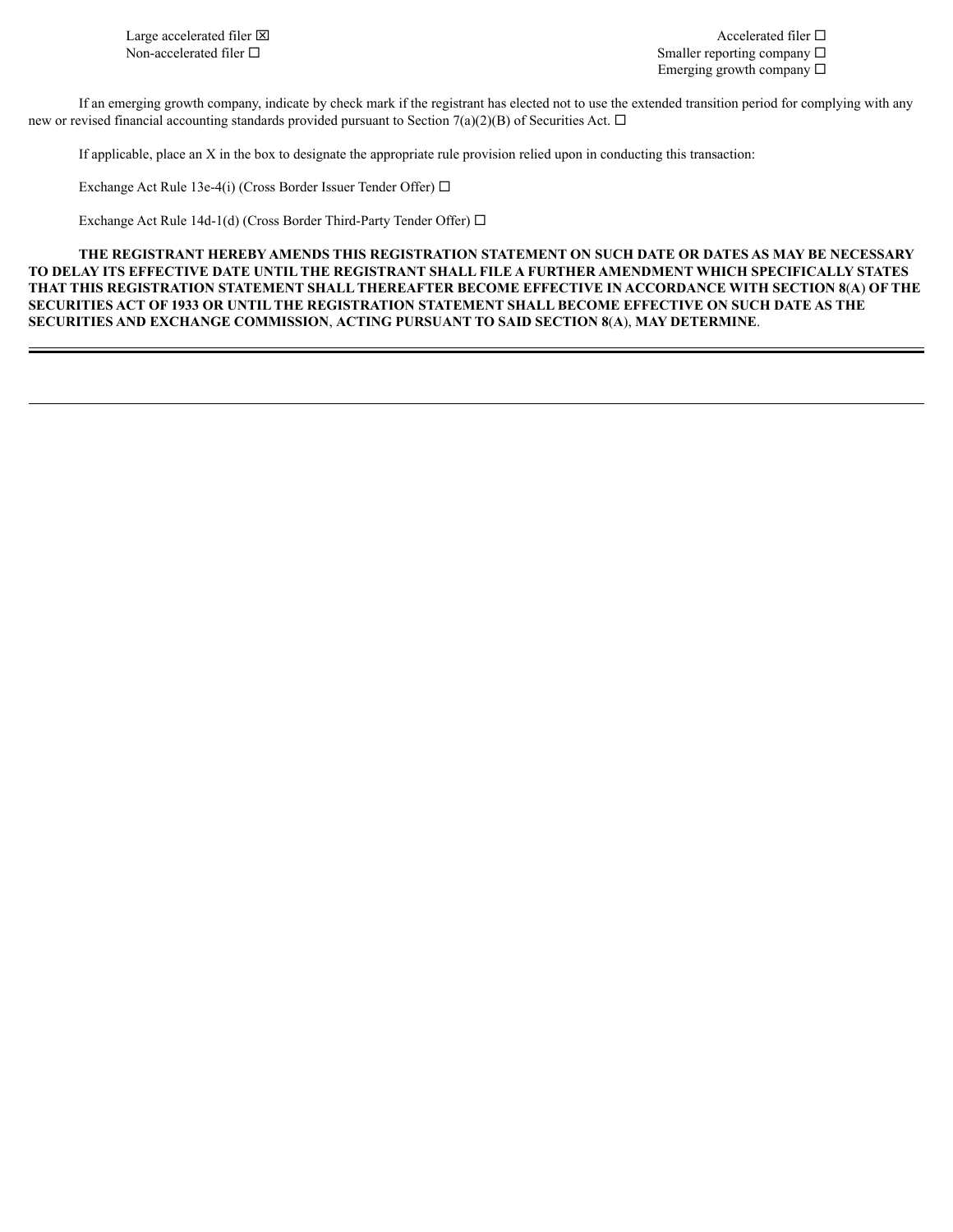| | |
|---|---|
| Large accelerated filer ☒ | Accelerated filer ☐ |
| Non-accelerated filer ☐ | Smaller reporting company ☐ |
| | Emerging growth company ☐ |

If an emerging growth company, indicate by check mark if the registrant has elected not to use the extended transition period for complying with any new or revised financial accounting standards provided pursuant to Section 7(a)(2)(B) of Securities Act. ☐

If applicable, place an X in the box to designate the appropriate rule provision relied upon in conducting this transaction:

Exchange Act Rule 13e-4(i) (Cross Border Issuer Tender Offer) ☐

Exchange Act Rule 14d-1(d) (Cross Border Third-Party Tender Offer) ☐

**THE REGISTRANT HEREBY AMENDS THIS REGISTRATION STATEMENT ON SUCH DATE OR DATES AS MAY BE NECESSARY TO DELAY ITS EFFECTIVE DATE UNTIL THE REGISTRANT SHALL FILE A FURTHER AMENDMENT WHICH SPECIFICALLY STATES THAT THIS REGISTRATION STATEMENT SHALL THEREAFTER BECOME EFFECTIVE IN ACCORDANCE WITH SECTION 8(A) OF THE SECURITIES ACT OF 1933 OR UNTIL THE REGISTRATION STATEMENT SHALL BECOME EFFECTIVE ON SUCH DATE AS THE SECURITIES AND EXCHANGE COMMISSION, ACTING PURSUANT TO SAID SECTION 8(A), MAY DETERMINE.**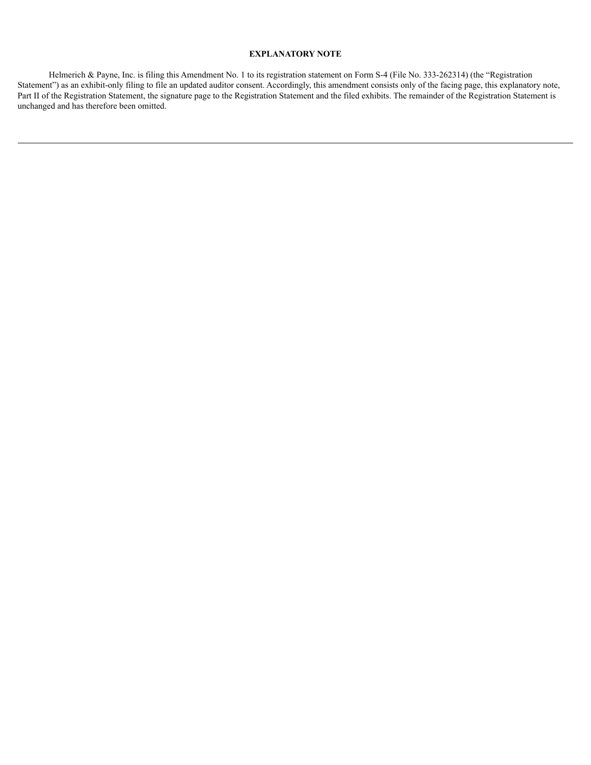## EXPLANATORY NOTE

Helmerich & Payne, Inc. is filing this Amendment No. 1 to its registration statement on Form S-4 (File No. 333-262314) (the “Registration Statement”) as an exhibit-only filing to file an updated auditor consent. Accordingly, this amendment consists only of the facing page, this explanatory note, Part II of the Registration Statement, the signature page to the Registration Statement and the filed exhibits. The remainder of the Registration Statement is unchanged and has therefore been omitted.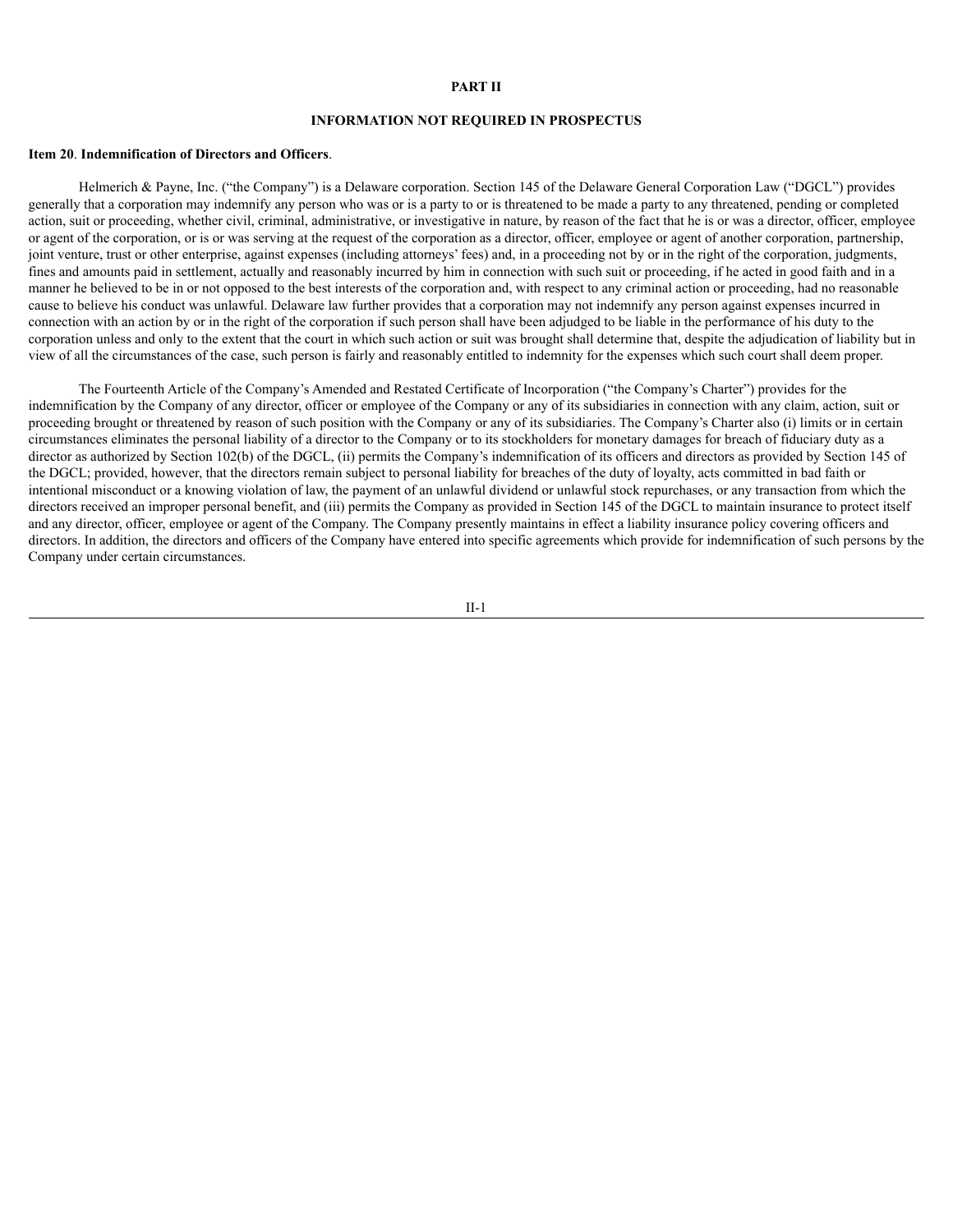# PART II

## INFORMATION NOT REQUIRED IN PROSPECTUS

**Item 20**. **Indemnification of Directors and Officers**.

Helmerich & Payne, Inc. ("the Company") is a Delaware corporation. Section 145 of the Delaware General Corporation Law ("DGCL") provides generally that a corporation may indemnify any person who was or is a party to or is threatened to be made a party to any threatened, pending or completed action, suit or proceeding, whether civil, criminal, administrative, or investigative in nature, by reason of the fact that he is or was a director, officer, employee or agent of the corporation, or is or was serving at the request of the corporation as a director, officer, employee or agent of another corporation, partnership, joint venture, trust or other enterprise, against expenses (including attorneys' fees) and, in a proceeding not by or in the right of the corporation, judgments, fines and amounts paid in settlement, actually and reasonably incurred by him in connection with such suit or proceeding, if he acted in good faith and in a manner he believed to be in or not opposed to the best interests of the corporation and, with respect to any criminal action or proceeding, had no reasonable cause to believe his conduct was unlawful. Delaware law further provides that a corporation may not indemnify any person against expenses incurred in connection with an action by or in the right of the corporation if such person shall have been adjudged to be liable in the performance of his duty to the corporation unless and only to the extent that the court in which such action or suit was brought shall determine that, despite the adjudication of liability but in view of all the circumstances of the case, such person is fairly and reasonably entitled to indemnity for the expenses which such court shall deem proper.

The Fourteenth Article of the Company's Amended and Restated Certificate of Incorporation ("the Company's Charter") provides for the indemnification by the Company of any director, officer or employee of the Company or any of its subsidiaries in connection with any claim, action, suit or proceeding brought or threatened by reason of such position with the Company or any of its subsidiaries. The Company's Charter also (i) limits or in certain circumstances eliminates the personal liability of a director to the Company or to its stockholders for monetary damages for breach of fiduciary duty as a director as authorized by Section 102(b) of the DGCL, (ii) permits the Company's indemnification of its officers and directors as provided by Section 145 of the DGCL; provided, however, that the directors remain subject to personal liability for breaches of the duty of loyalty, acts committed in bad faith or intentional misconduct or a knowing violation of law, the payment of an unlawful dividend or unlawful stock repurchases, or any transaction from which the directors received an improper personal benefit, and (iii) permits the Company as provided in Section 145 of the DGCL to maintain insurance to protect itself and any director, officer, employee or agent of the Company. The Company presently maintains in effect a liability insurance policy covering officers and directors. In addition, the directors and officers of the Company have entered into specific agreements which provide for indemnification of such persons by the Company under certain circumstances.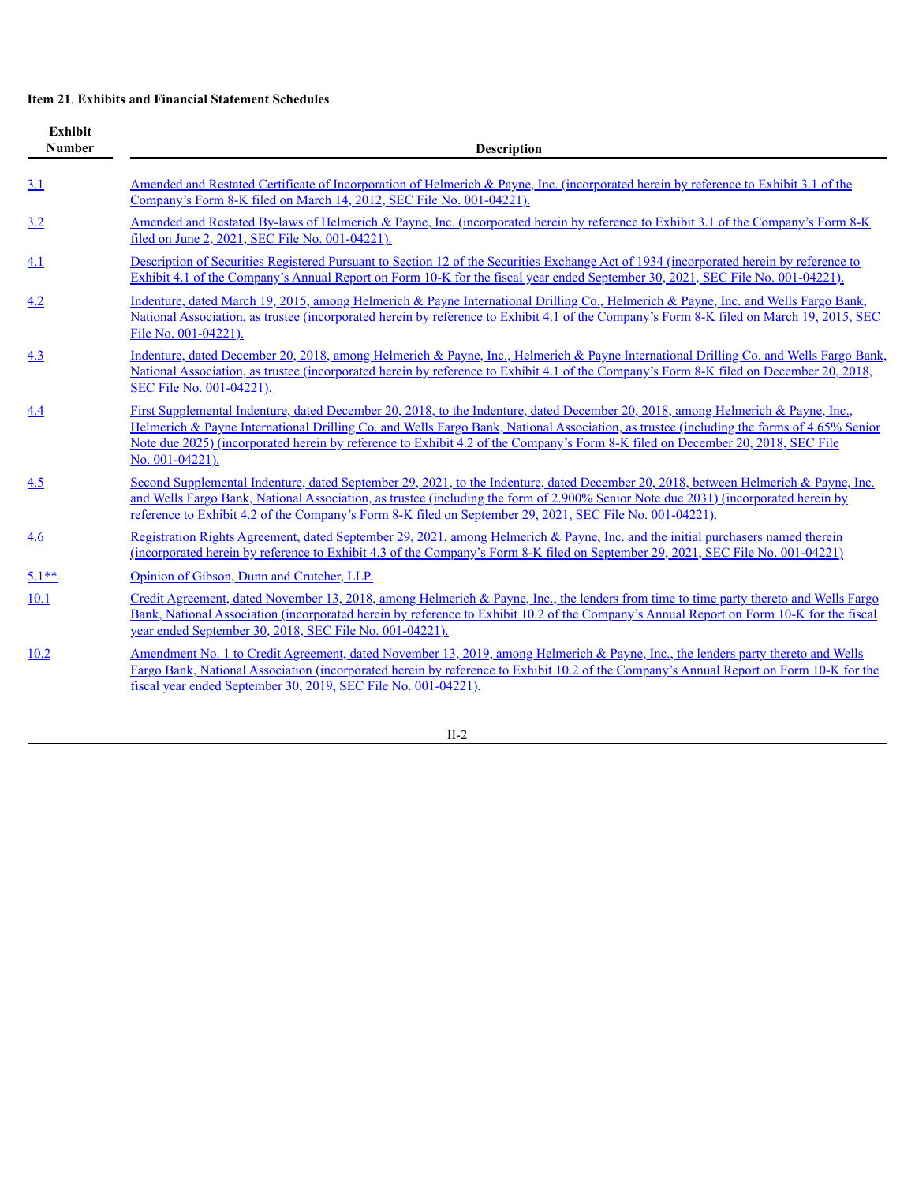**Item 21**. **Exhibits and Financial Statement Schedules**.

| Exhibit Number | Description |
|---|---|
| 3.1 | Amended and Restated Certificate of Incorporation of Helmerich & Payne, Inc. (incorporated herein by reference to Exhibit 3.1 of the Company's Form 8-K filed on March 14, 2012, SEC File No. 001-04221). |
| 3.2 | Amended and Restated By-laws of Helmerich & Payne, Inc. (incorporated herein by reference to Exhibit 3.1 of the Company's Form 8-K filed on June 2, 2021, SEC File No. 001-04221). |
| 4.1 | Description of Securities Registered Pursuant to Section 12 of the Securities Exchange Act of 1934 (incorporated herein by reference to Exhibit 4.1 of the Company's Annual Report on Form 10-K for the fiscal year ended September 30, 2021, SEC File No. 001-04221). |
| 4.2 | Indenture, dated March 19, 2015, among Helmerich & Payne International Drilling Co., Helmerich & Payne, Inc. and Wells Fargo Bank, National Association, as trustee (incorporated herein by reference to Exhibit 4.1 of the Company's Form 8-K filed on March 19, 2015, SEC File No. 001-04221). |
| 4.3 | Indenture, dated December 20, 2018, among Helmerich & Payne, Inc., Helmerich & Payne International Drilling Co. and Wells Fargo Bank, National Association, as trustee (incorporated herein by reference to Exhibit 4.1 of the Company's Form 8-K filed on December 20, 2018, SEC File No. 001-04221). |
| 4.4 | First Supplemental Indenture, dated December 20, 2018, to the Indenture, dated December 20, 2018, among Helmerich & Payne, Inc., Helmerich & Payne International Drilling Co. and Wells Fargo Bank, National Association, as trustee (including the forms of 4.65% Senior Note due 2025) (incorporated herein by reference to Exhibit 4.2 of the Company's Form 8-K filed on December 20, 2018, SEC File No. 001-04221). |
| 4.5 | Second Supplemental Indenture, dated September 29, 2021, to the Indenture, dated December 20, 2018, between Helmerich & Payne, Inc. and Wells Fargo Bank, National Association, as trustee (including the form of 2.900% Senior Note due 2031) (incorporated herein by reference to Exhibit 4.2 of the Company's Form 8-K filed on September 29, 2021, SEC File No. 001-04221). |
| 4.6 | Registration Rights Agreement, dated September 29, 2021, among Helmerich & Payne, Inc. and the initial purchasers named therein (incorporated herein by reference to Exhibit 4.3 of the Company's Form 8-K filed on September 29, 2021, SEC File No. 001-04221) |
| 5.1** | Opinion of Gibson, Dunn and Crutcher, LLP. |
| 10.1 | Credit Agreement, dated November 13, 2018, among Helmerich & Payne, Inc., the lenders from time to time party thereto and Wells Fargo Bank, National Association (incorporated herein by reference to Exhibit 10.2 of the Company's Annual Report on Form 10-K for the fiscal year ended September 30, 2018, SEC File No. 001-04221). |
| 10.2 | Amendment No. 1 to Credit Agreement, dated November 13, 2019, among Helmerich & Payne, Inc., the lenders party thereto and Wells Fargo Bank, National Association (incorporated herein by reference to Exhibit 10.2 of the Company's Annual Report on Form 10-K for the fiscal year ended September 30, 2019, SEC File No. 001-04221). |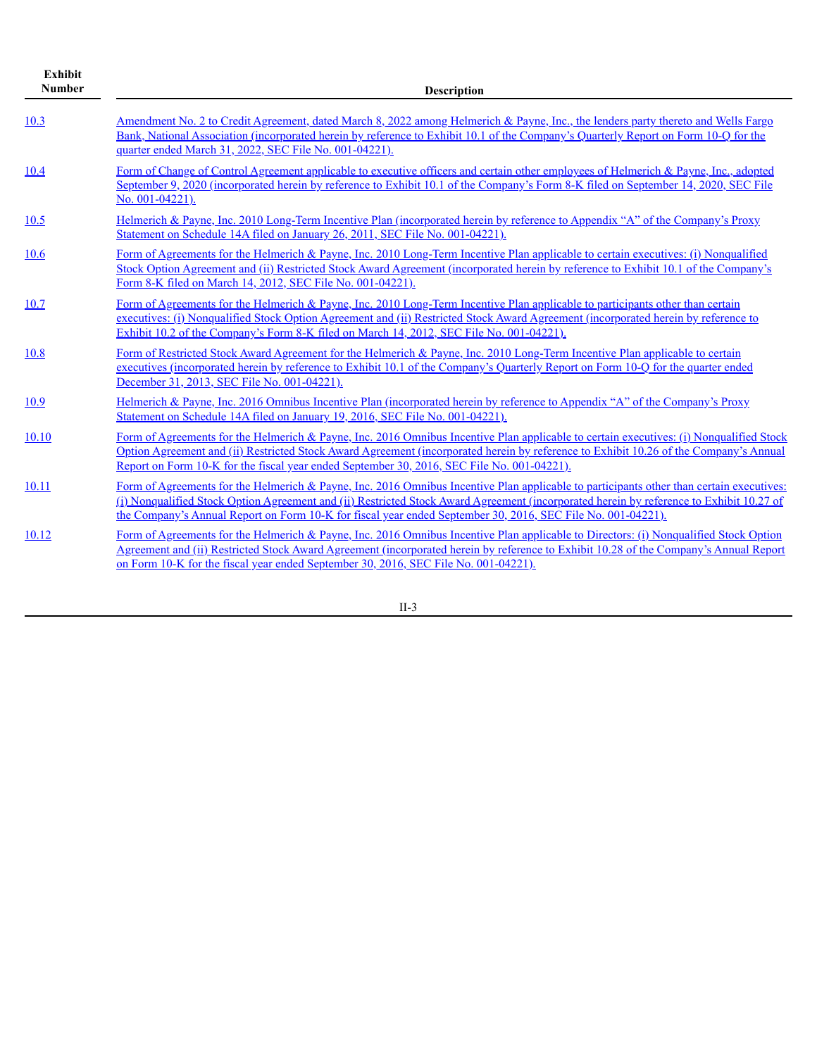| Exhibit Number | Description |
|---|---|
| 10.3 | Amendment No. 2 to Credit Agreement, dated March 8, 2022 among Helmerich & Payne, Inc., the lenders party thereto and Wells Fargo Bank, National Association (incorporated herein by reference to Exhibit 10.1 of the Company's Quarterly Report on Form 10-Q for the quarter ended March 31, 2022, SEC File No. 001-04221). |
| 10.4 | Form of Change of Control Agreement applicable to executive officers and certain other employees of Helmerich & Payne, Inc., adopted September 9, 2020 (incorporated herein by reference to Exhibit 10.1 of the Company's Form 8-K filed on September 14, 2020, SEC File No. 001-04221). |
| 10.5 | Helmerich & Payne, Inc. 2010 Long-Term Incentive Plan (incorporated herein by reference to Appendix "A" of the Company's Proxy Statement on Schedule 14A filed on January 26, 2011, SEC File No. 001-04221). |
| 10.6 | Form of Agreements for the Helmerich & Payne, Inc. 2010 Long-Term Incentive Plan applicable to certain executives: (i) Nonqualified Stock Option Agreement and (ii) Restricted Stock Award Agreement (incorporated herein by reference to Exhibit 10.1 of the Company's Form 8-K filed on March 14, 2012, SEC File No. 001-04221). |
| 10.7 | Form of Agreements for the Helmerich & Payne, Inc. 2010 Long-Term Incentive Plan applicable to participants other than certain executives: (i) Nonqualified Stock Option Agreement and (ii) Restricted Stock Award Agreement (incorporated herein by reference to Exhibit 10.2 of the Company's Form 8-K filed on March 14, 2012, SEC File No. 001-04221). |
| 10.8 | Form of Restricted Stock Award Agreement for the Helmerich & Payne, Inc. 2010 Long-Term Incentive Plan applicable to certain executives (incorporated herein by reference to Exhibit 10.1 of the Company's Quarterly Report on Form 10-Q for the quarter ended December 31, 2013, SEC File No. 001-04221). |
| 10.9 | Helmerich & Payne, Inc. 2016 Omnibus Incentive Plan (incorporated herein by reference to Appendix "A" of the Company's Proxy Statement on Schedule 14A filed on January 19, 2016, SEC File No. 001-04221). |
| 10.10 | Form of Agreements for the Helmerich & Payne, Inc. 2016 Omnibus Incentive Plan applicable to certain executives: (i) Nonqualified Stock Option Agreement and (ii) Restricted Stock Award Agreement (incorporated herein by reference to Exhibit 10.26 of the Company's Annual Report on Form 10-K for the fiscal year ended September 30, 2016, SEC File No. 001-04221). |
| 10.11 | Form of Agreements for the Helmerich & Payne, Inc. 2016 Omnibus Incentive Plan applicable to participants other than certain executives: (i) Nonqualified Stock Option Agreement and (ii) Restricted Stock Award Agreement (incorporated herein by reference to Exhibit 10.27 of the Company's Annual Report on Form 10-K for fiscal year ended September 30, 2016, SEC File No. 001-04221). |
| 10.12 | Form of Agreements for the Helmerich & Payne, Inc. 2016 Omnibus Incentive Plan applicable to Directors: (i) Nonqualified Stock Option Agreement and (ii) Restricted Stock Award Agreement (incorporated herein by reference to Exhibit 10.28 of the Company's Annual Report on Form 10-K for the fiscal year ended September 30, 2016, SEC File No. 001-04221). |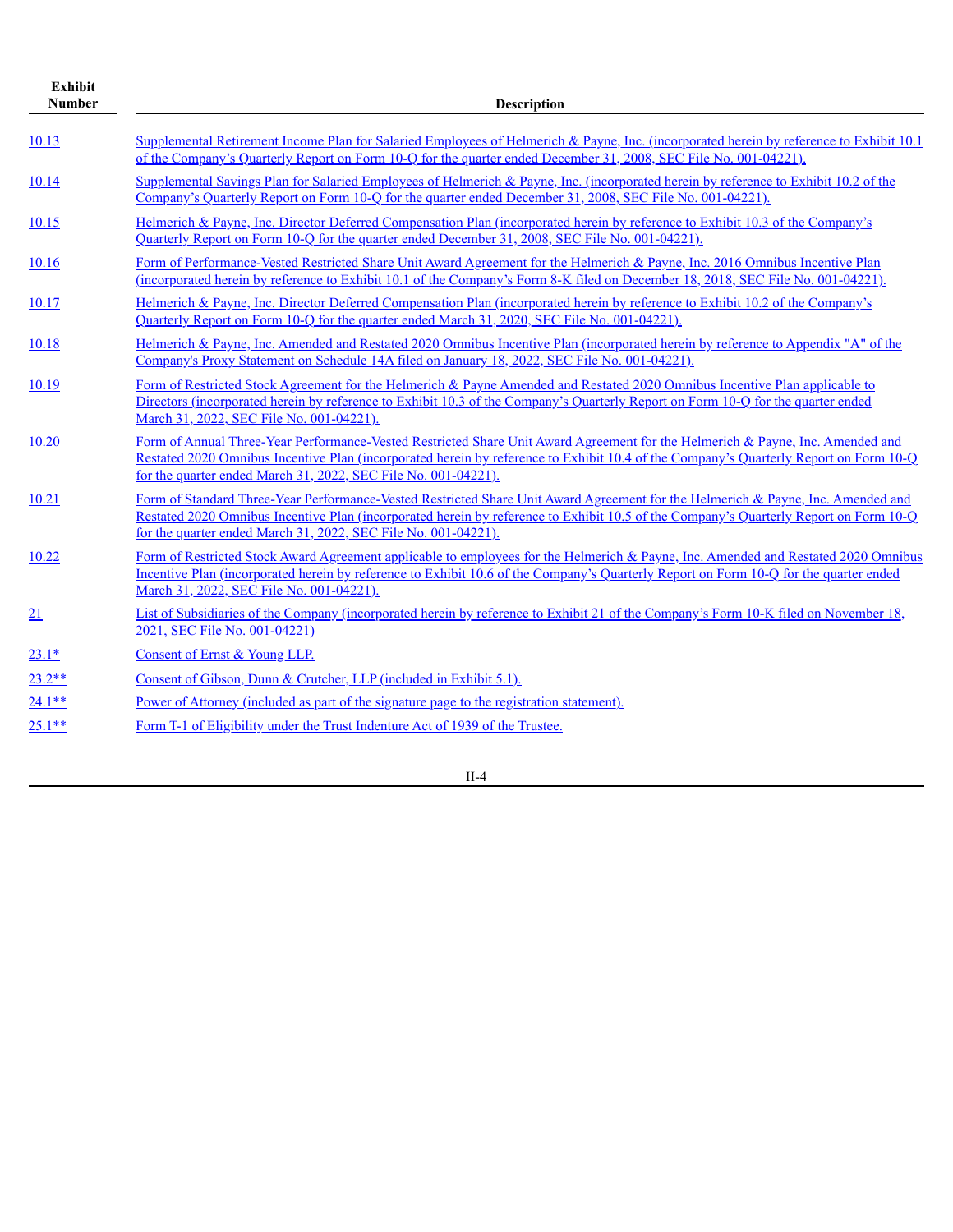| Exhibit Number | Description |
| --- | --- |
| 10.13 | Supplemental Retirement Income Plan for Salaried Employees of Helmerich & Payne, Inc. (incorporated herein by reference to Exhibit 10.1 of the Company's Quarterly Report on Form 10-Q for the quarter ended December 31, 2008, SEC File No. 001-04221). |
| 10.14 | Supplemental Savings Plan for Salaried Employees of Helmerich & Payne, Inc. (incorporated herein by reference to Exhibit 10.2 of the Company's Quarterly Report on Form 10-Q for the quarter ended December 31, 2008, SEC File No. 001-04221). |
| 10.15 | Helmerich & Payne, Inc. Director Deferred Compensation Plan (incorporated herein by reference to Exhibit 10.3 of the Company's Quarterly Report on Form 10-Q for the quarter ended December 31, 2008, SEC File No. 001-04221). |
| 10.16 | Form of Performance-Vested Restricted Share Unit Award Agreement for the Helmerich & Payne, Inc. 2016 Omnibus Incentive Plan (incorporated herein by reference to Exhibit 10.1 of the Company's Form 8-K filed on December 18, 2018, SEC File No. 001-04221). |
| 10.17 | Helmerich & Payne, Inc. Director Deferred Compensation Plan (incorporated herein by reference to Exhibit 10.2 of the Company's Quarterly Report on Form 10-Q for the quarter ended March 31, 2020, SEC File No. 001-04221). |
| 10.18 | Helmerich & Payne, Inc. Amended and Restated 2020 Omnibus Incentive Plan (incorporated herein by reference to Appendix "A" of the Company's Proxy Statement on Schedule 14A filed on January 18, 2022, SEC File No. 001-04221). |
| 10.19 | Form of Restricted Stock Agreement for the Helmerich & Payne Amended and Restated 2020 Omnibus Incentive Plan applicable to Directors (incorporated herein by reference to Exhibit 10.3 of the Company's Quarterly Report on Form 10-Q for the quarter ended March 31, 2022, SEC File No. 001-04221). |
| 10.20 | Form of Annual Three-Year Performance-Vested Restricted Share Unit Award Agreement for the Helmerich & Payne, Inc. Amended and Restated 2020 Omnibus Incentive Plan (incorporated herein by reference to Exhibit 10.4 of the Company's Quarterly Report on Form 10-Q for the quarter ended March 31, 2022, SEC File No. 001-04221). |
| 10.21 | Form of Standard Three-Year Performance-Vested Restricted Share Unit Award Agreement for the Helmerich & Payne, Inc. Amended and Restated 2020 Omnibus Incentive Plan (incorporated herein by reference to Exhibit 10.5 of the Company's Quarterly Report on Form 10-Q for the quarter ended March 31, 2022, SEC File No. 001-04221). |
| 10.22 | Form of Restricted Stock Award Agreement applicable to employees for the Helmerich & Payne, Inc. Amended and Restated 2020 Omnibus Incentive Plan (incorporated herein by reference to Exhibit 10.6 of the Company's Quarterly Report on Form 10-Q for the quarter ended March 31, 2022, SEC File No. 001-04221). |
| 21 | List of Subsidiaries of the Company (incorporated herein by reference to Exhibit 21 of the Company's Form 10-K filed on November 18, 2021, SEC File No. 001-04221) |
| 23.1* | Consent of Ernst & Young LLP. |
| 23.2** | Consent of Gibson, Dunn & Crutcher, LLP (included in Exhibit 5.1). |
| 24.1** | Power of Attorney (included as part of the signature page to the registration statement). |
| 25.1** | Form T-1 of Eligibility under the Trust Indenture Act of 1939 of the Trustee. |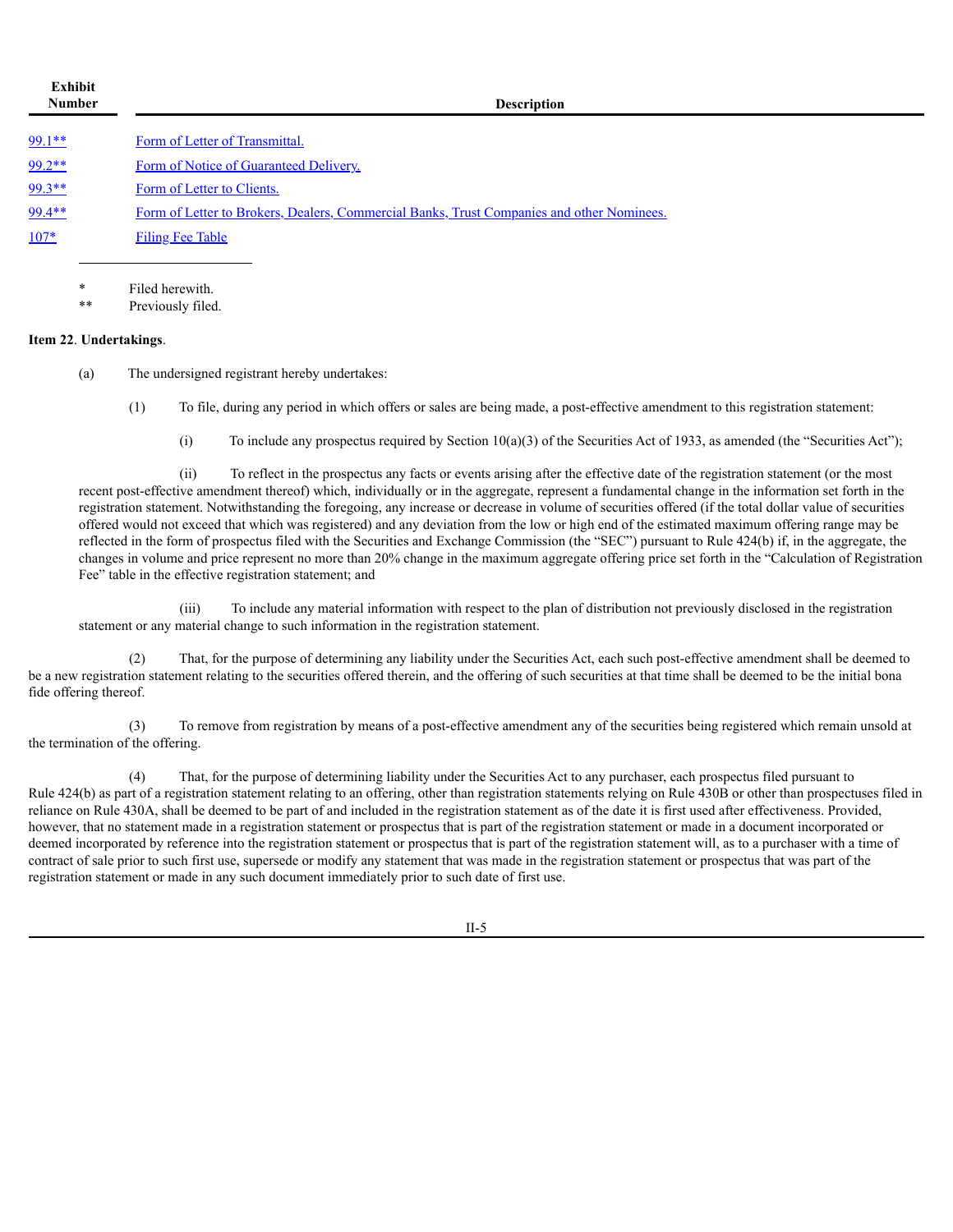| Exhibit Number | Description |
|---|---|
| 99.1** | Form of Letter of Transmittal. |
| 99.2** | Form of Notice of Guaranteed Delivery. |
| 99.3** | Form of Letter to Clients. |
| 99.4** | Form of Letter to Brokers, Dealers, Commercial Banks, Trust Companies and other Nominees. |
| 107* | Filing Fee Table |

\* Filed herewith.

** Previously filed.

**Item 22**. **Undertakings**.

(a) The undersigned registrant hereby undertakes:

(1) To file, during any period in which offers or sales are being made, a post-effective amendment to this registration statement:

(i) To include any prospectus required by Section 10(a)(3) of the Securities Act of 1933, as amended (the "Securities Act");

(ii) To reflect in the prospectus any facts or events arising after the effective date of the registration statement (or the most recent post-effective amendment thereof) which, individually or in the aggregate, represent a fundamental change in the information set forth in the registration statement. Notwithstanding the foregoing, any increase or decrease in volume of securities offered (if the total dollar value of securities offered would not exceed that which was registered) and any deviation from the low or high end of the estimated maximum offering range may be reflected in the form of prospectus filed with the Securities and Exchange Commission (the "SEC") pursuant to Rule 424(b) if, in the aggregate, the changes in volume and price represent no more than 20% change in the maximum aggregate offering price set forth in the "Calculation of Registration Fee" table in the effective registration statement; and

(iii) To include any material information with respect to the plan of distribution not previously disclosed in the registration statement or any material change to such information in the registration statement.

(2) That, for the purpose of determining any liability under the Securities Act, each such post-effective amendment shall be deemed to be a new registration statement relating to the securities offered therein, and the offering of such securities at that time shall be deemed to be the initial bona fide offering thereof.

(3) To remove from registration by means of a post-effective amendment any of the securities being registered which remain unsold at the termination of the offering.

(4) That, for the purpose of determining liability under the Securities Act to any purchaser, each prospectus filed pursuant to Rule 424(b) as part of a registration statement relating to an offering, other than registration statements relying on Rule 430B or other than prospectuses filed in reliance on Rule 430A, shall be deemed to be part of and included in the registration statement as of the date it is first used after effectiveness. Provided, however, that no statement made in a registration statement or prospectus that is part of the registration statement or made in a document incorporated or deemed incorporated by reference into the registration statement or prospectus that is part of the registration statement will, as to a purchaser with a time of contract of sale prior to such first use, supersede or modify any statement that was made in the registration statement or prospectus that was part of the registration statement or made in any such document immediately prior to such date of first use.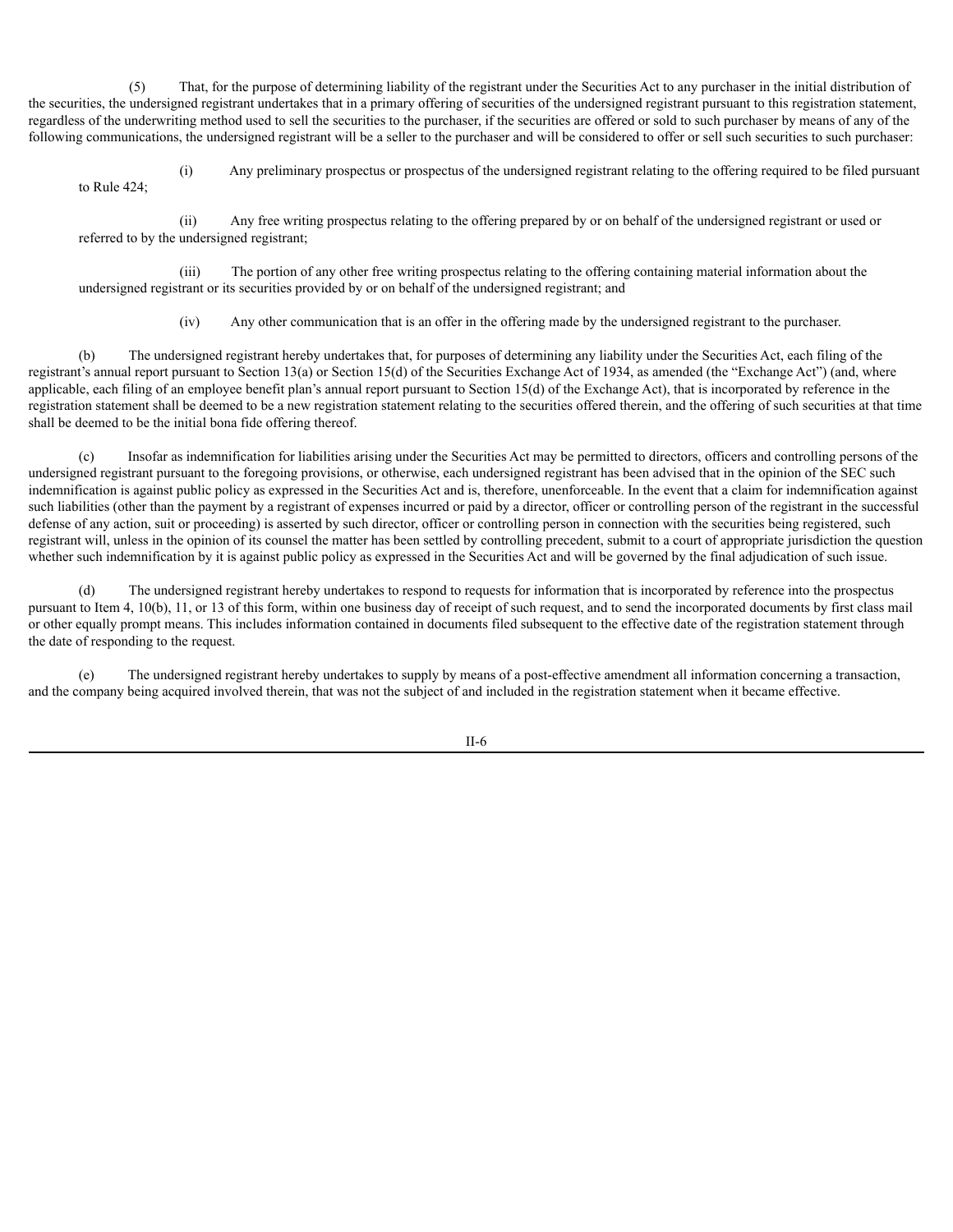(5) That, for the purpose of determining liability of the registrant under the Securities Act to any purchaser in the initial distribution of the securities, the undersigned registrant undertakes that in a primary offering of securities of the undersigned registrant pursuant to this registration statement, regardless of the underwriting method used to sell the securities to the purchaser, if the securities are offered or sold to such purchaser by means of any of the following communications, the undersigned registrant will be a seller to the purchaser and will be considered to offer or sell such securities to such purchaser:

(i) Any preliminary prospectus or prospectus of the undersigned registrant relating to the offering required to be filed pursuant to Rule 424;

(ii) Any free writing prospectus relating to the offering prepared by or on behalf of the undersigned registrant or used or referred to by the undersigned registrant;

(iii) The portion of any other free writing prospectus relating to the offering containing material information about the undersigned registrant or its securities provided by or on behalf of the undersigned registrant; and

(iv) Any other communication that is an offer in the offering made by the undersigned registrant to the purchaser.

(b) The undersigned registrant hereby undertakes that, for purposes of determining any liability under the Securities Act, each filing of the registrant's annual report pursuant to Section 13(a) or Section 15(d) of the Securities Exchange Act of 1934, as amended (the "Exchange Act") (and, where applicable, each filing of an employee benefit plan's annual report pursuant to Section 15(d) of the Exchange Act), that is incorporated by reference in the registration statement shall be deemed to be a new registration statement relating to the securities offered therein, and the offering of such securities at that time shall be deemed to be the initial bona fide offering thereof.

(c) Insofar as indemnification for liabilities arising under the Securities Act may be permitted to directors, officers and controlling persons of the undersigned registrant pursuant to the foregoing provisions, or otherwise, each undersigned registrant has been advised that in the opinion of the SEC such indemnification is against public policy as expressed in the Securities Act and is, therefore, unenforceable. In the event that a claim for indemnification against such liabilities (other than the payment by a registrant of expenses incurred or paid by a director, officer or controlling person of the registrant in the successful defense of any action, suit or proceeding) is asserted by such director, officer or controlling person in connection with the securities being registered, such registrant will, unless in the opinion of its counsel the matter has been settled by controlling precedent, submit to a court of appropriate jurisdiction the question whether such indemnification by it is against public policy as expressed in the Securities Act and will be governed by the final adjudication of such issue.

(d) The undersigned registrant hereby undertakes to respond to requests for information that is incorporated by reference into the prospectus pursuant to Item 4, 10(b), 11, or 13 of this form, within one business day of receipt of such request, and to send the incorporated documents by first class mail or other equally prompt means. This includes information contained in documents filed subsequent to the effective date of the registration statement through the date of responding to the request.

(e) The undersigned registrant hereby undertakes to supply by means of a post-effective amendment all information concerning a transaction, and the company being acquired involved therein, that was not the subject of and included in the registration statement when it became effective.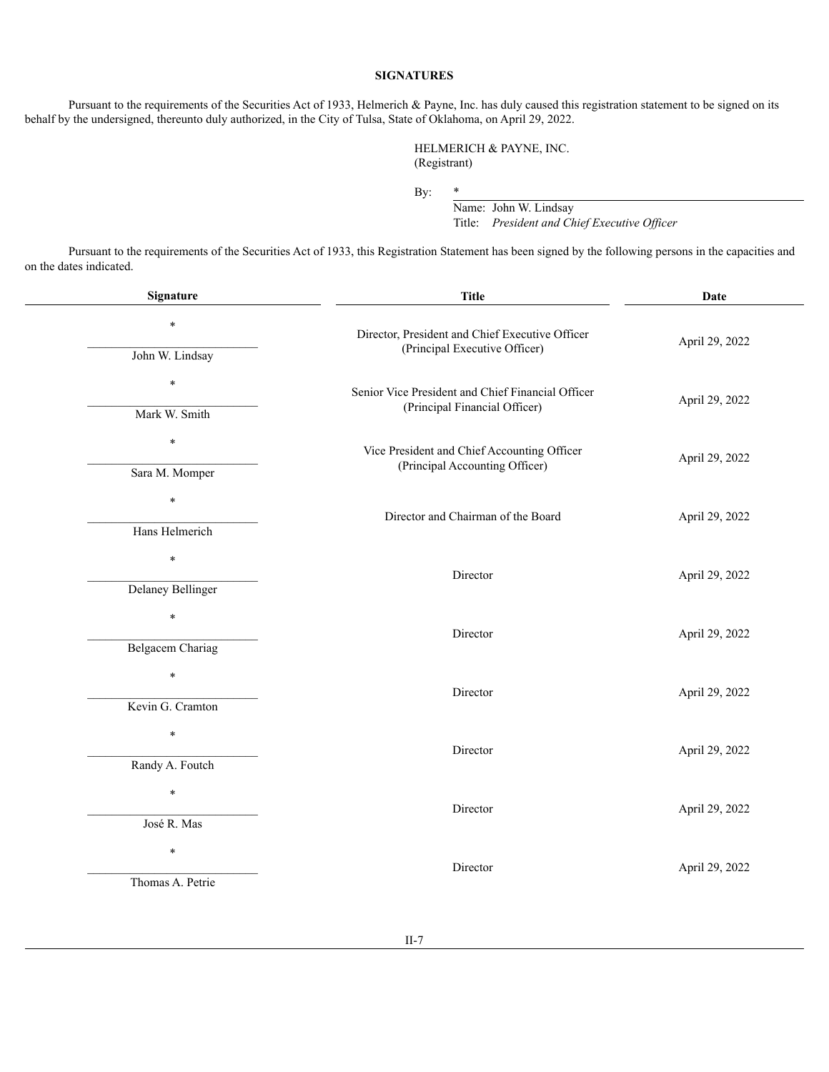## SIGNATURES

Pursuant to the requirements of the Securities Act of 1933, Helmerich & Payne, Inc. has duly caused this registration statement to be signed on its behalf by the undersigned, thereunto duly authorized, in the City of Tulsa, State of Oklahoma, on April 29, 2022.

HELMERICH & PAYNE, INC.
(Registrant)

By: *

Name: John W. Lindsay
Title: *President and Chief Executive Officer*

Pursuant to the requirements of the Securities Act of 1933, this Registration Statement has been signed by the following persons in the capacities and on the dates indicated.

| Signature | Title | Date |
|---|---|---|
| * <br> John W. Lindsay | Director, President and Chief Executive Officer (Principal Executive Officer) | April 29, 2022 |
| * <br> Mark W. Smith | Senior Vice President and Chief Financial Officer (Principal Financial Officer) | April 29, 2022 |
| * <br> Sara M. Momper | Vice President and Chief Accounting Officer (Principal Accounting Officer) | April 29, 2022 |
| * <br> Hans Helmerich | Director and Chairman of the Board | April 29, 2022 |
| * <br> Delaney Bellinger | Director | April 29, 2022 |
| * <br> Belgacem Chariag | Director | April 29, 2022 |
| * <br> Kevin G. Cramton | Director | April 29, 2022 |
| * <br> Randy A. Foutch | Director | April 29, 2022 |
| * <br> José R. Mas | Director | April 29, 2022 |
| * <br> Thomas A. Petrie | Director | April 29, 2022 |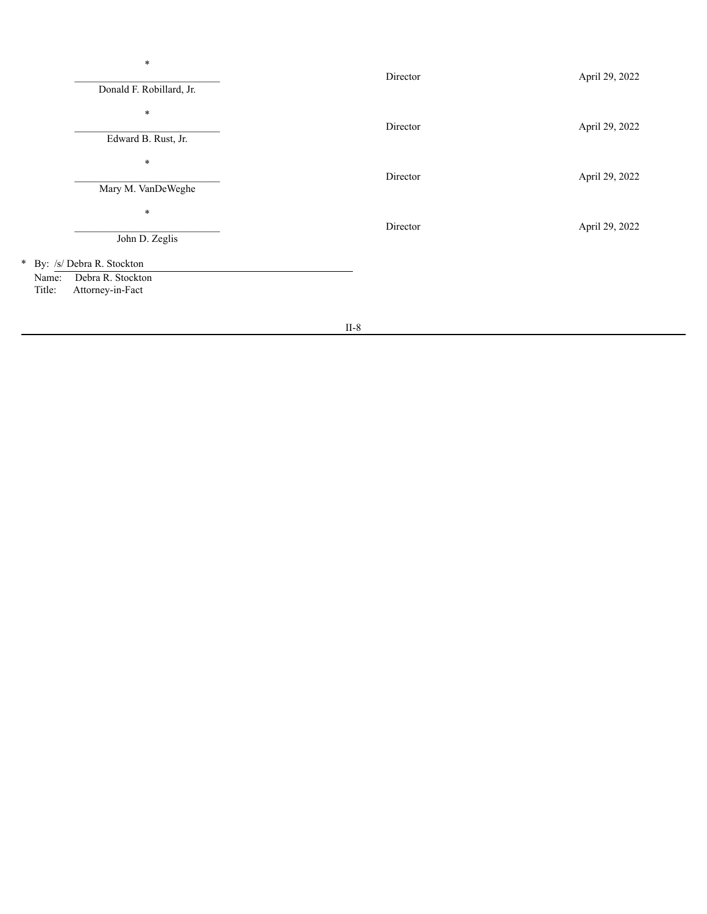| Signature | Title | Date |
|---|---|---|
| * <br> Donald F. Robillard, Jr. | Director | April 29, 2022 |
| * <br> Edward B. Rust, Jr. | Director | April 29, 2022 |
| * <br> Mary M. VanDeWeghe | Director | April 29, 2022 |
| * <br> John D. Zeglis | Director | April 29, 2022 |

\* By: /s/ Debra R. Stockton
Name: Debra R. Stockton
Title: Attorney-in-Fact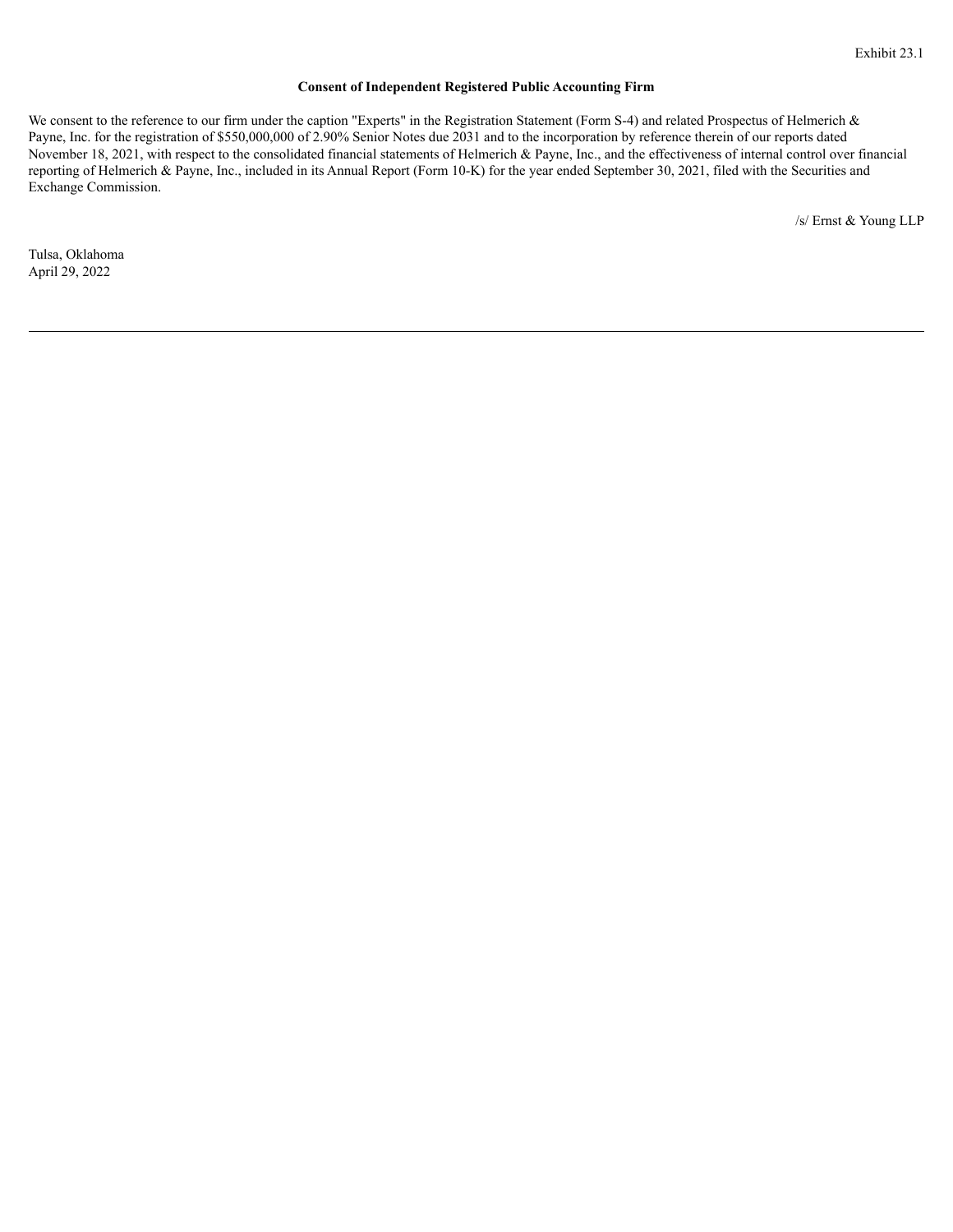Exhibit 23.1

**Consent of Independent Registered Public Accounting Firm**

We consent to the reference to our firm under the caption "Experts" in the Registration Statement (Form S-4) and related Prospectus of Helmerich & Payne, Inc. for the registration of $550,000,000 of 2.90% Senior Notes due 2031 and to the incorporation by reference therein of our reports dated November 18, 2021, with respect to the consolidated financial statements of Helmerich & Payne, Inc., and the effectiveness of internal control over financial reporting of Helmerich & Payne, Inc., included in its Annual Report (Form 10-K) for the year ended September 30, 2021, filed with the Securities and Exchange Commission.

/s/ Ernst & Young LLP

Tulsa, Oklahoma
April 29, 2022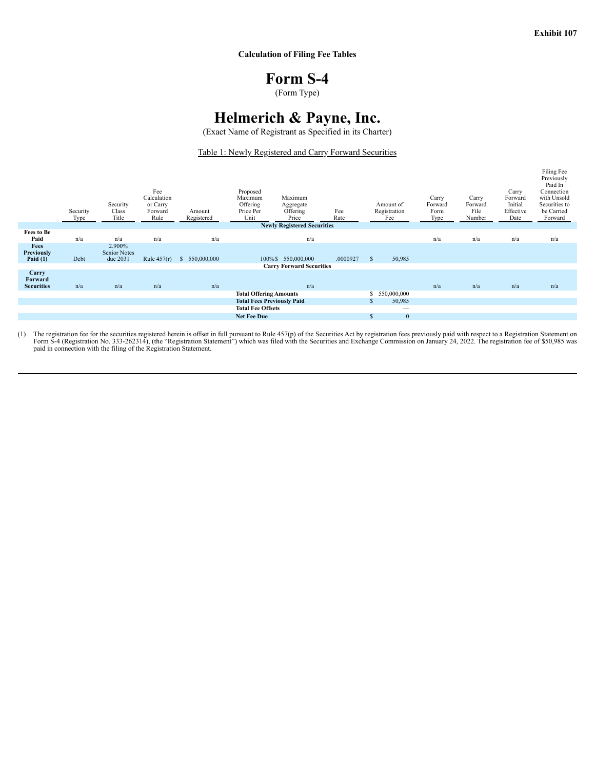**Exhibit 107**

**Calculation of Filing Fee Tables**

# Form S-4

(Form Type)

# Helmerich & Payne, Inc.

(Exact Name of Registrant as Specified in its Charter)

Table 1: Newly Registered and Carry Forward Securities

| | Security Type | Security Class Title | Fee Calculation or Carry Forward Rule | Amount Registered | Proposed Maximum Offering Price Per Unit | Maximum Aggregate Offering Price | Fee Rate | Amount of Registration Fee | Carry Forward Form Type | Carry Forward File Number | Carry Forward Initial Effective Date | Filing Fee Previously Paid In Connection with Unsold Securities to be Carried Forward |
|---|---|---|---|---|---|---|---|---|---|---|---|---|
| | | | | | | **Newly Registered Securities** | | | | | | |
| **Fees to Be Paid** | n/a | n/a | n/a | n/a | | n/a | | | n/a | n/a | n/a | n/a |
| **Fees Previously Paid (1)** | Debt | 2.900% Senior Notes due 2031 | Rule 457(r) | $ 550,000,000 | 100% | $ 550,000,000 | .0000927 | $ 50,985 | | | | |
| | | | | | | **Carry Forward Securities** | | | | | | |
| **Carry Forward Securities** | n/a | n/a | n/a | n/a | | n/a | | | n/a | n/a | n/a | n/a |
| | | | | | **Total Offering Amounts** | | | $ 550,000,000 | | | | |
| | | | | | **Total Fees Previously Paid** | | | $ 50,985 | | | | |
| | | | | | **Total Fee Offsets** | | | — | | | | |
| | | | | | **Net Fee Due** | | | $ 0 | | | | |

(1) The registration fee for the securities registered herein is offset in full pursuant to Rule 457(p) of the Securities Act by registration fees previously paid with respect to a Registration Statement on Form S-4 (Registration No. 333-262314), (the "Registration Statement") which was filed with the Securities and Exchange Commission on January 24, 2022. The registration fee of $50,985 was paid in connection with the filing of the Registration Statement.